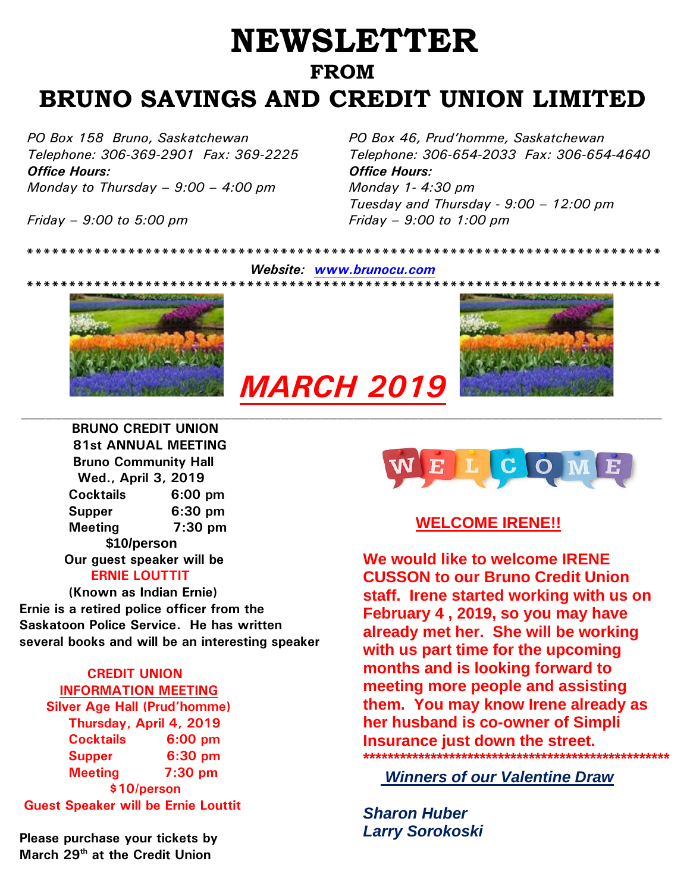# NEWSLETTER

## FROM

# BRUNO SAVINGS AND CREDIT UNION LIMITED

*PO Box 158 Bruno, Saskatchewan*
*Telephone: 306-369-2901 Fax: 369-2225*
***Office Hours:***
*Monday to Thursday – 9:00 – 4:00 pm*

*Friday – 9:00 to 5:00 pm*

*PO Box 46, Prud'homme, Saskatchewan*
*Telephone: 306-654-2033 Fax: 306-654-4640*
***Office Hours:***
*Monday 1- 4:30 pm*
*Tuesday and Thursday - 9:00 – 12:00 pm*
*Friday – 9:00 to 1:00 pm*

**********************************************************************

***Website: www.brunocu.com***

**********************************************************************

## *MARCH 2019*

**BRUNO CREDIT UNION**
**81st ANNUAL MEETING**
**Bruno Community Hall**
**Wed., April 3, 2019**

| | |
|---|---|
| **Cocktails** | **6:00 pm** |
| **Supper** | **6:30 pm** |
| **Meeting** | **7:30 pm** |

**$10/person**

**Our guest speaker will be**
**ERNIE LOUTTIT**
**(Known as Indian Ernie)**
**Ernie is a retired police officer from the Saskatoon Police Service. He has written several books and will be an interesting speaker**

**CREDIT UNION**
**INFORMATION MEETING**
**Silver Age Hall (Prud'homme)**
**Thursday, April 4, 2019**

| | |
|---|---|
| **Cocktails** | **6:00 pm** |
| **Supper** | **6:30 pm** |
| **Meeting** | **7:30 pm** |

**$10/person**
**Guest Speaker will be Ernie Louttit**

**Please purchase your tickets by March 29th at the Credit Union**

WELCOME

**WELCOME IRENE!!**

**We would like to welcome IRENE CUSSON to our Bruno Credit Union staff. Irene started working with us on February 4 , 2019, so you may have already met her. She will be working with us part time for the upcoming months and is looking forward to meeting more people and assisting them. You may know Irene already as her husband is co-owner of Simpli Insurance just down the street.**

**************************************************

***Winners of our Valentine Draw***

***Sharon Huber***
***Larry Sorokoski***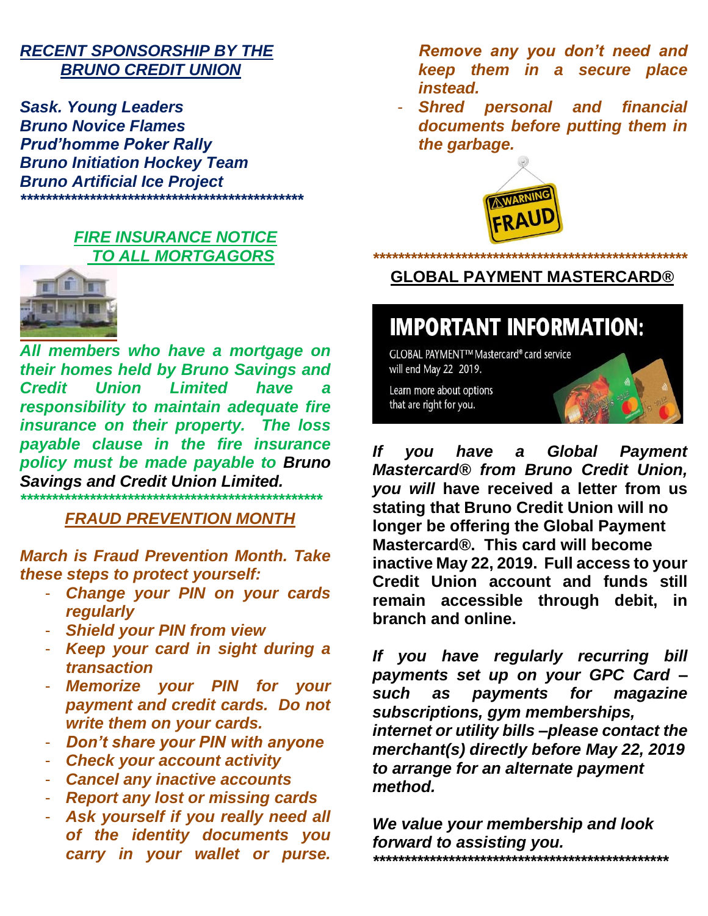## *RECENT SPONSORSHIP BY THE BRUNO CREDIT UNION*

***Sask. Young Leaders***
***Bruno Novice Flames***
***Prud'homme Poker Rally***
***Bruno Initiation Hockey Team***
***Bruno Artificial Ice Project***

***********************************************

## *FIRE INSURANCE NOTICE TO ALL MORTGAGORS*

***All members who have a mortgage on their homes held by Bruno Savings and Credit Union Limited have a responsibility to maintain adequate fire insurance on their property. The loss payable clause in the fire insurance policy must be made payable to Bruno Savings and Credit Union Limited.***

***************************************************

## *FRAUD PREVENTION MONTH*

***March is Fraud Prevention Month. Take these steps to protect yourself:***

- ***Change your PIN on your cards regularly***
- ***Shield your PIN from view***
- ***Keep your card in sight during a transaction***
- ***Memorize your PIN for your payment and credit cards. Do not write them on your cards.***
- ***Don't share your PIN with anyone***
- ***Check your account activity***
- ***Cancel any inactive accounts***
- ***Report any lost or missing cards***
- ***Ask yourself if you really need all of the identity documents you carry in your wallet or purse. Remove any you don't need and keep them in a secure place instead.***
- ***Shred personal and financial documents before putting them in the garbage.***

WARNING FRAUD

****************************************************

## GLOBAL PAYMENT MASTERCARD®

**IMPORTANT INFORMATION:**

GLOBAL PAYMENT™ Mastercard® card service will end May 22 2019.

Learn more about options that are right for you.

***If you have a Global Payment Mastercard® from Bruno Credit Union, you will*** **have received a letter from us stating that Bruno Credit Union will no longer be offering the Global Payment Mastercard®. This card will become inactive May 22, 2019. Full access to your Credit Union account and funds still remain accessible through debit, in branch and online.**

***If you have regularly recurring bill payments set up on your GPC Card – such as payments for magazine subscriptions, gym memberships, internet or utility bills –please contact the merchant(s) directly before May 22, 2019 to arrange for an alternate payment method.***

***We value your membership and look forward to assisting you.***

************************************************